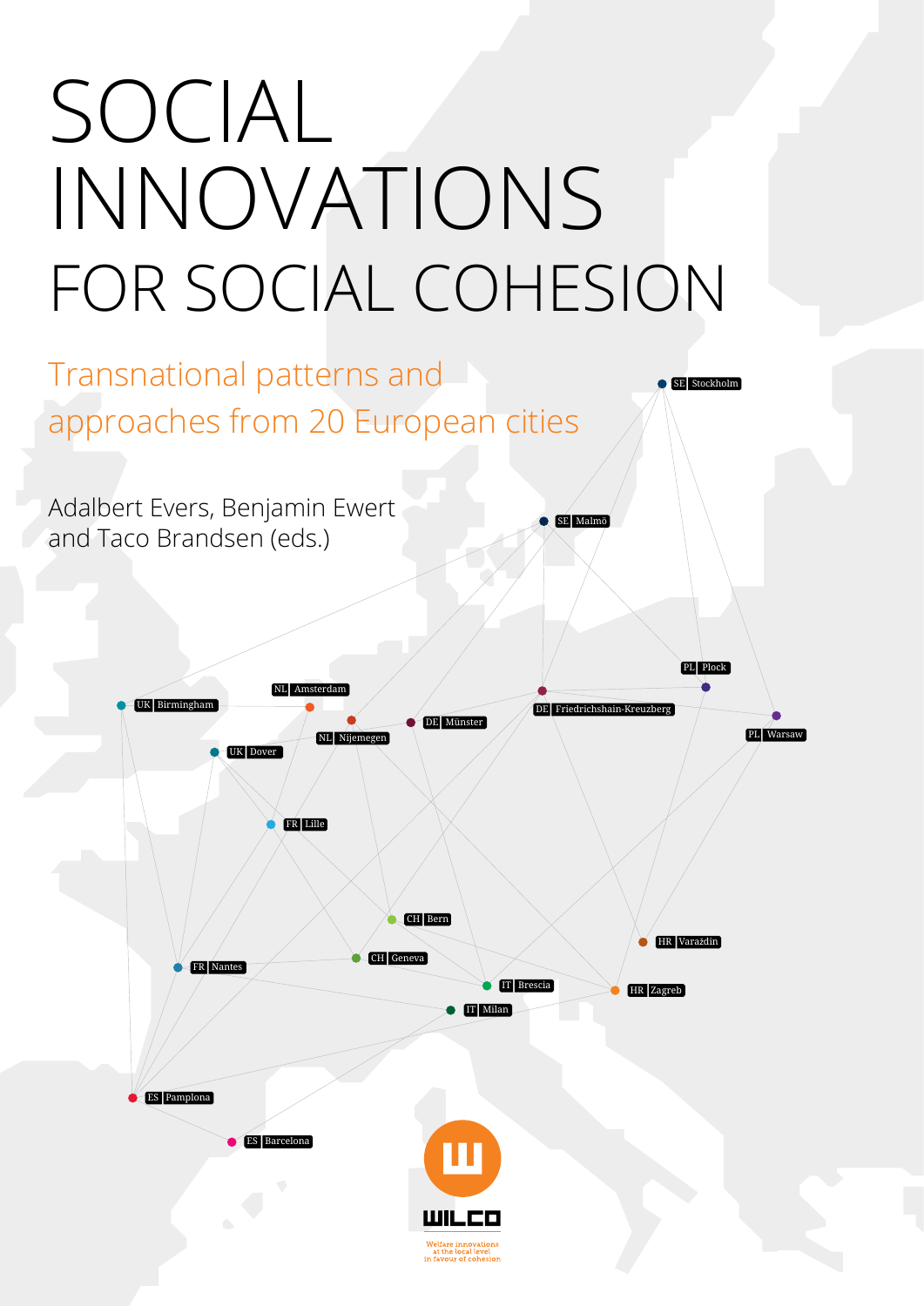# SOCIAL INNOVATIONS FOR SOCIAL COHESION

## Transnational patterns and approaches from 20 European cities

Adalbert Evers, Benjamin Ewert and Taco Brandsen (eds.)

SE Stockholm
SE Malmö
PL Plock
UK Birmingham
NL Amsterdam
DE Friedrichshain-Kreuzberg
DE Münster
NL Nijemegen
PL Warsaw
UK Dover
FR Lille
CH Bern
HR Varaždin
FR Nantes
CH Geneva
IT Brescia
HR Zagreb
IT Milan
ES Pamplona
ES Barcelona

WILCO

Welfare innovations at the local level in favour of cohesion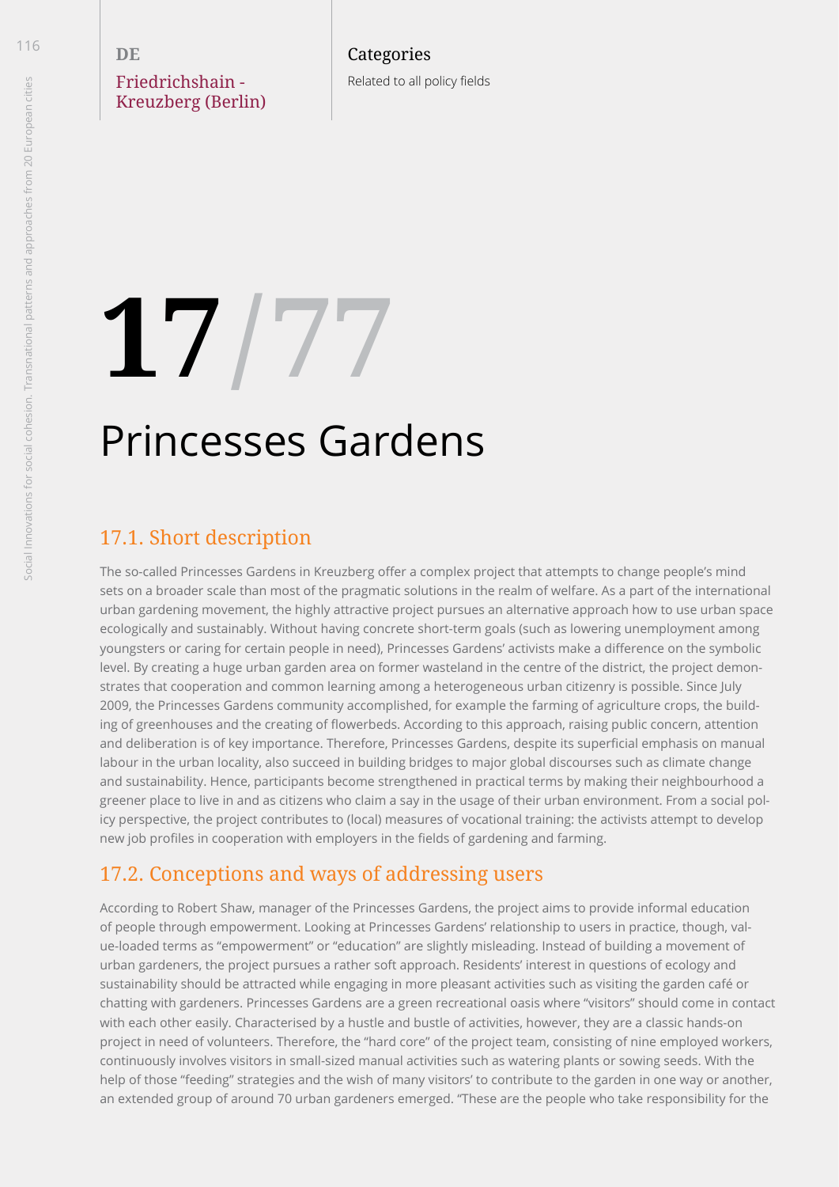**DE**

Friedrichshain - Kreuzberg (Berlin)

**Categories**

Related to all policy fields

# 17/77

# Princesses Gardens

## 17.1. Short description

The so-called Princesses Gardens in Kreuzberg offer a complex project that attempts to change people's mind sets on a broader scale than most of the pragmatic solutions in the realm of welfare. As a part of the international urban gardening movement, the highly attractive project pursues an alternative approach how to use urban space ecologically and sustainably. Without having concrete short-term goals (such as lowering unemployment among youngsters or caring for certain people in need), Princesses Gardens' activists make a difference on the symbolic level. By creating a huge urban garden area on former wasteland in the centre of the district, the project demonstrates that cooperation and common learning among a heterogeneous urban citizenry is possible. Since July 2009, the Princesses Gardens community accomplished, for example the farming of agriculture crops, the building of greenhouses and the creating of flowerbeds. According to this approach, raising public concern, attention and deliberation is of key importance. Therefore, Princesses Gardens, despite its superficial emphasis on manual labour in the urban locality, also succeed in building bridges to major global discourses such as climate change and sustainability. Hence, participants become strengthened in practical terms by making their neighbourhood a greener place to live in and as citizens who claim a say in the usage of their urban environment. From a social policy perspective, the project contributes to (local) measures of vocational training: the activists attempt to develop new job profiles in cooperation with employers in the fields of gardening and farming.

## 17.2. Conceptions and ways of addressing users

According to Robert Shaw, manager of the Princesses Gardens, the project aims to provide informal education of people through empowerment. Looking at Princesses Gardens' relationship to users in practice, though, value-loaded terms as "empowerment" or "education" are slightly misleading. Instead of building a movement of urban gardeners, the project pursues a rather soft approach. Residents' interest in questions of ecology and sustainability should be attracted while engaging in more pleasant activities such as visiting the garden café or chatting with gardeners. Princesses Gardens are a green recreational oasis where "visitors" should come in contact with each other easily. Characterised by a hustle and bustle of activities, however, they are a classic hands-on project in need of volunteers. Therefore, the "hard core" of the project team, consisting of nine employed workers, continuously involves visitors in small-sized manual activities such as watering plants or sowing seeds. With the help of those "feeding" strategies and the wish of many visitors' to contribute to the garden in one way or another, an extended group of around 70 urban gardeners emerged. "These are the people who take responsibility for the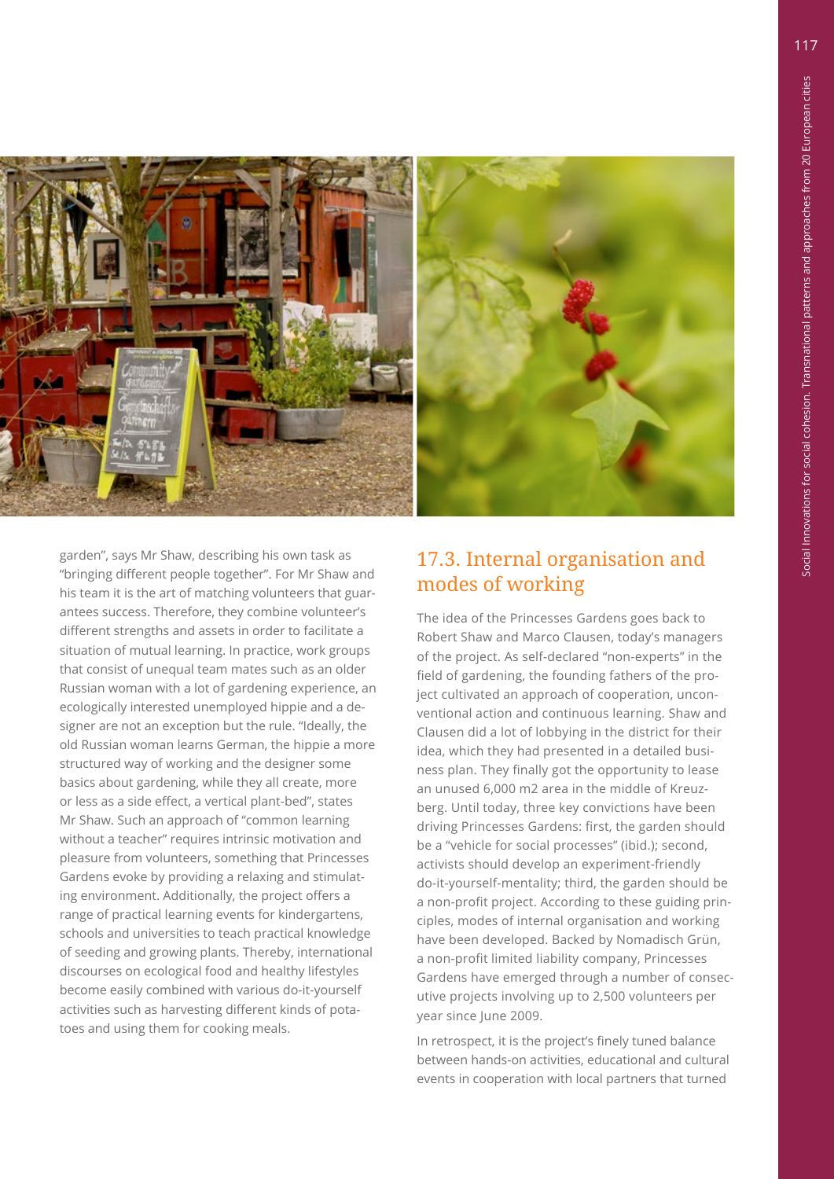garden", says Mr Shaw, describing his own task as "bringing different people together". For Mr Shaw and his team it is the art of matching volunteers that guarantees success. Therefore, they combine volunteer's different strengths and assets in order to facilitate a situation of mutual learning. In practice, work groups that consist of unequal team mates such as an older Russian woman with a lot of gardening experience, an ecologically interested unemployed hippie and a designer are not an exception but the rule. "Ideally, the old Russian woman learns German, the hippie a more structured way of working and the designer some basics about gardening, while they all create, more or less as a side effect, a vertical plant-bed", states Mr Shaw. Such an approach of "common learning without a teacher" requires intrinsic motivation and pleasure from volunteers, something that Princesses Gardens evoke by providing a relaxing and stimulating environment. Additionally, the project offers a range of practical learning events for kindergartens, schools and universities to teach practical knowledge of seeding and growing plants. Thereby, international discourses on ecological food and healthy lifestyles become easily combined with various do-it-yourself activities such as harvesting different kinds of potatoes and using them for cooking meals.

## 17.3. Internal organisation and modes of working

The idea of the Princesses Gardens goes back to Robert Shaw and Marco Clausen, today's managers of the project. As self-declared "non-experts" in the field of gardening, the founding fathers of the project cultivated an approach of cooperation, unconventional action and continuous learning. Shaw and Clausen did a lot of lobbying in the district for their idea, which they had presented in a detailed business plan. They finally got the opportunity to lease an unused 6,000 m2 area in the middle of Kreuzberg. Until today, three key convictions have been driving Princesses Gardens: first, the garden should be a "vehicle for social processes" (ibid.); second, activists should develop an experiment-friendly do-it-yourself-mentality; third, the garden should be a non-profit project. According to these guiding principles, modes of internal organisation and working have been developed. Backed by Nomadisch Grün, a non-profit limited liability company, Princesses Gardens have emerged through a number of consecutive projects involving up to 2,500 volunteers per year since June 2009.

In retrospect, it is the project's finely tuned balance between hands-on activities, educational and cultural events in cooperation with local partners that turned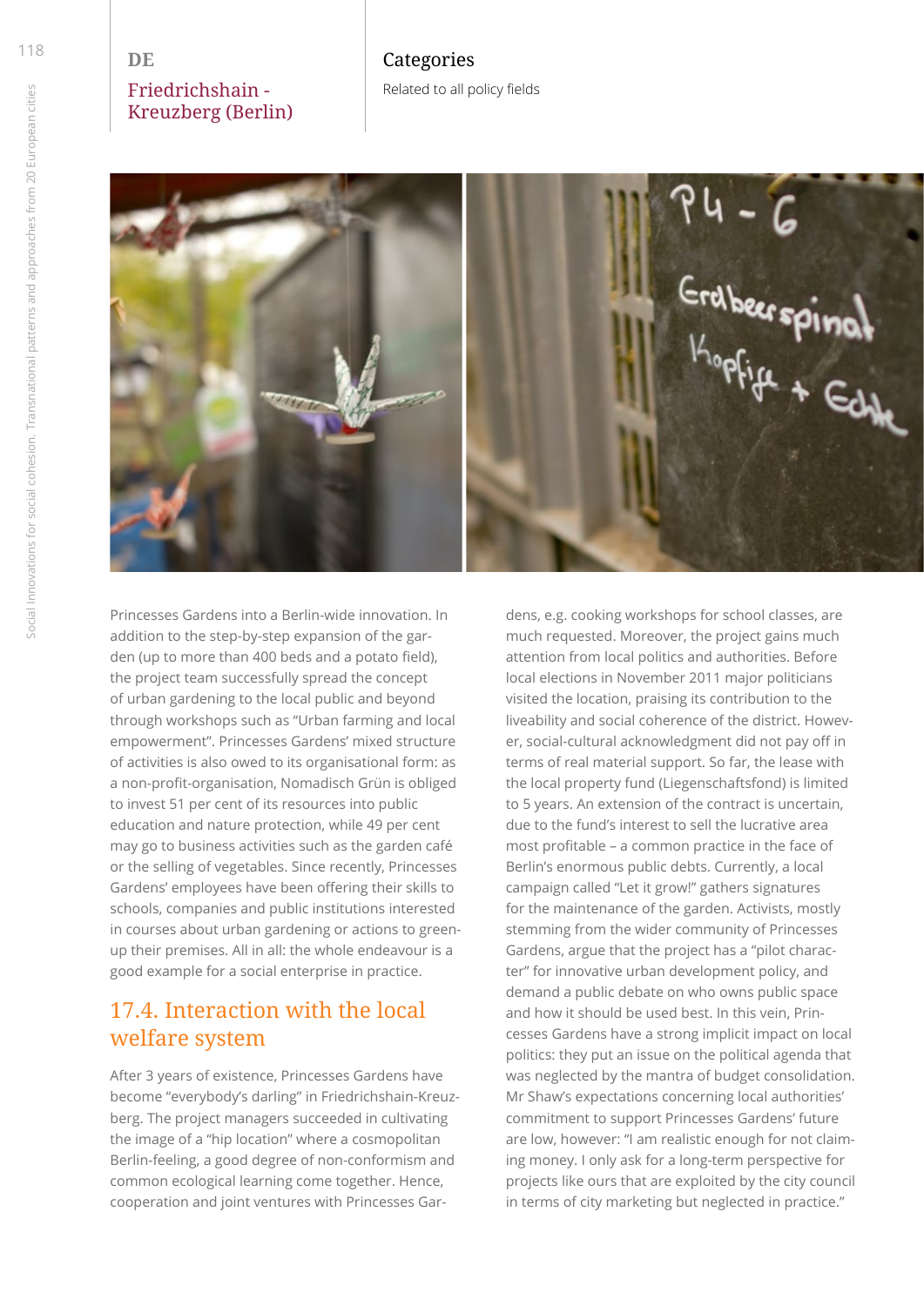DE

Friedrichshain - Kreuzberg (Berlin)

Categories

Related to all policy fields

Princesses Gardens into a Berlin-wide innovation. In addition to the step-by-step expansion of the garden (up to more than 400 beds and a potato field), the project team successfully spread the concept of urban gardening to the local public and beyond through workshops such as "Urban farming and local empowerment". Princesses Gardens' mixed structure of activities is also owed to its organisational form: as a non-profit-organisation, Nomadisch Grün is obliged to invest 51 per cent of its resources into public education and nature protection, while 49 per cent may go to business activities such as the garden café or the selling of vegetables. Since recently, Princesses Gardens' employees have been offering their skills to schools, companies and public institutions interested in courses about urban gardening or actions to green-up their premises. All in all: the whole endeavour is a good example for a social enterprise in practice.

## 17.4. Interaction with the local welfare system

After 3 years of existence, Princesses Gardens have become "everybody's darling" in Friedrichshain-Kreuzberg. The project managers succeeded in cultivating the image of a "hip location" where a cosmopolitan Berlin-feeling, a good degree of non-conformism and common ecological learning come together. Hence, cooperation and joint ventures with Princesses Gardens, e.g. cooking workshops for school classes, are much requested. Moreover, the project gains much attention from local politics and authorities. Before local elections in November 2011 major politicians visited the location, praising its contribution to the liveability and social coherence of the district. However, social-cultural acknowledgment did not pay off in terms of real material support. So far, the lease with the local property fund (Liegenschaftsfond) is limited to 5 years. An extension of the contract is uncertain, due to the fund's interest to sell the lucrative area most profitable – a common practice in the face of Berlin's enormous public debts. Currently, a local campaign called "Let it grow!" gathers signatures for the maintenance of the garden. Activists, mostly stemming from the wider community of Princesses Gardens, argue that the project has a "pilot character" for innovative urban development policy, and demand a public debate on who owns public space and how it should be used best. In this vein, Princesses Gardens have a strong implicit impact on local politics: they put an issue on the political agenda that was neglected by the mantra of budget consolidation. Mr Shaw's expectations concerning local authorities' commitment to support Princesses Gardens' future are low, however: "I am realistic enough for not claiming money. I only ask for a long-term perspective for projects like ours that are exploited by the city council in terms of city marketing but neglected in practice."